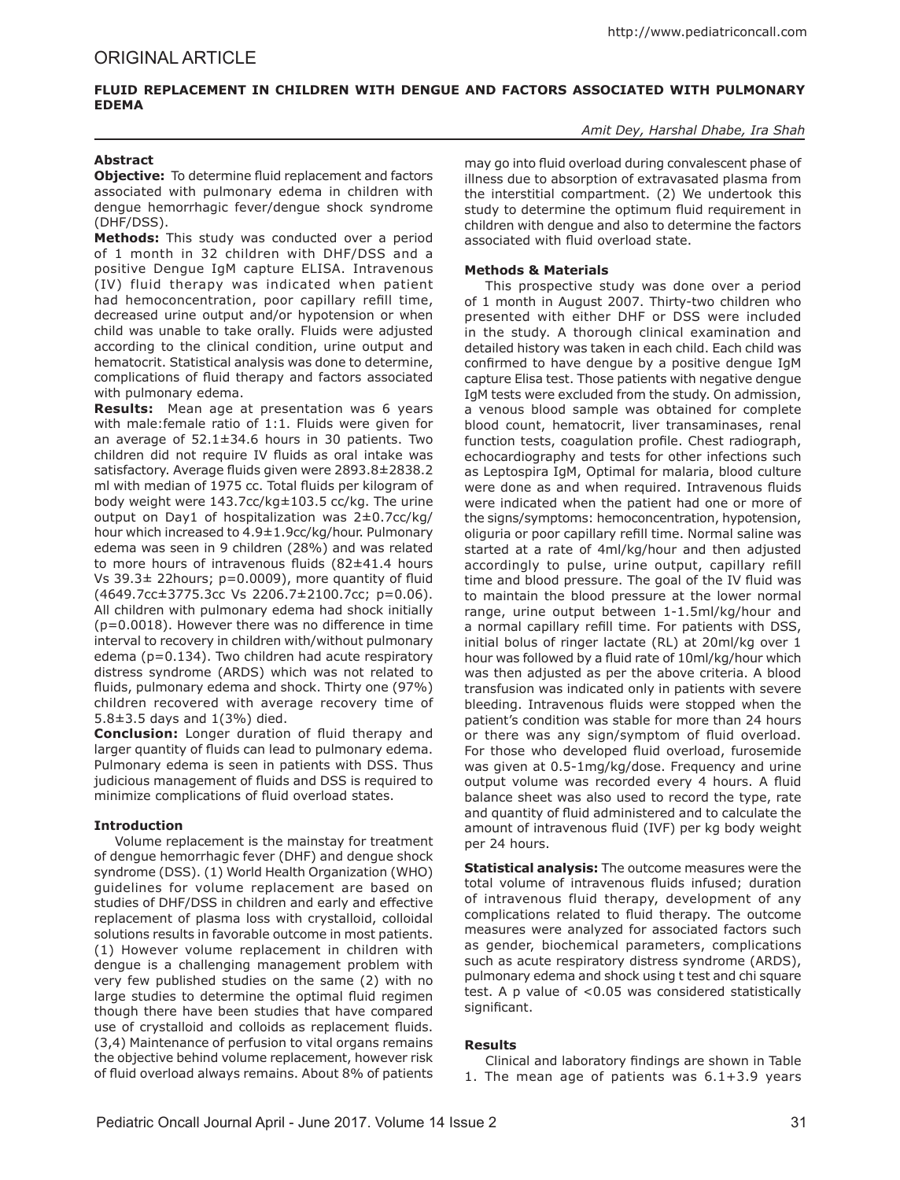# ORIGINAL ARTICLE

## FLUID REPLACEMENT IN CHILDREN WITH DENGUE AND FACTORS ASSOCIATED WITH PULMONARY EDEMA

*Amit Dey, Harshal Dhabe, Ira Shah*

### Abstract

**Objective:** To determine fluid replacement and factors associated with pulmonary edema in children with dengue hemorrhagic fever/dengue shock syndrome (DHF/DSS).

**Methods:** This study was conducted over a period of 1 month in 32 children with DHF/DSS and a positive Dengue IgM capture ELISA. Intravenous (IV) fluid therapy was indicated when patient had hemoconcentration, poor capillary refill time, decreased urine output and/or hypotension or when child was unable to take orally. Fluids were adjusted according to the clinical condition, urine output and hematocrit. Statistical analysis was done to determine, complications of fluid therapy and factors associated with pulmonary edema.

**Results:** Mean age at presentation was 6 years with male:female ratio of 1:1. Fluids were given for an average of 52.1±34.6 hours in 30 patients. Two children did not require IV fluids as oral intake was satisfactory. Average fluids given were 2893.8±2838.2 ml with median of 1975 cc. Total fluids per kilogram of body weight were 143.7cc/kg±103.5 cc/kg. The urine output on Day1 of hospitalization was 2±0.7cc/kg/hour which increased to 4.9±1.9cc/kg/hour. Pulmonary edema was seen in 9 children (28%) and was related to more hours of intravenous fluids (82±41.4 hours Vs 39.3± 22hours; p=0.0009), more quantity of fluid (4649.7cc±3775.3cc Vs 2206.7±2100.7cc; p=0.06). All children with pulmonary edema had shock initially (p=0.0018). However there was no difference in time interval to recovery in children with/without pulmonary edema (p=0.134). Two children had acute respiratory distress syndrome (ARDS) which was not related to fluids, pulmonary edema and shock. Thirty one (97%) children recovered with average recovery time of 5.8±3.5 days and 1(3%) died.

**Conclusion:** Longer duration of fluid therapy and larger quantity of fluids can lead to pulmonary edema. Pulmonary edema is seen in patients with DSS. Thus judicious management of fluids and DSS is required to minimize complications of fluid overload states.

### Introduction

Volume replacement is the mainstay for treatment of dengue hemorrhagic fever (DHF) and dengue shock syndrome (DSS). (1) World Health Organization (WHO) guidelines for volume replacement are based on studies of DHF/DSS in children and early and effective replacement of plasma loss with crystalloid, colloidal solutions results in favorable outcome in most patients. (1) However volume replacement in children with dengue is a challenging management problem with very few published studies on the same (2) with no large studies to determine the optimal fluid regimen though there have been studies that have compared use of crystalloid and colloids as replacement fluids. (3,4) Maintenance of perfusion to vital organs remains the objective behind volume replacement, however risk of fluid overload always remains. About 8% of patients may go into fluid overload during convalescent phase of illness due to absorption of extravasated plasma from the interstitial compartment. (2) We undertook this study to determine the optimum fluid requirement in children with dengue and also to determine the factors associated with fluid overload state.

### Methods & Materials

This prospective study was done over a period of 1 month in August 2007. Thirty-two children who presented with either DHF or DSS were included in the study. A thorough clinical examination and detailed history was taken in each child. Each child was confirmed to have dengue by a positive dengue IgM capture Elisa test. Those patients with negative dengue IgM tests were excluded from the study. On admission, a venous blood sample was obtained for complete blood count, hematocrit, liver transaminases, renal function tests, coagulation profile. Chest radiograph, echocardiography and tests for other infections such as Leptospira IgM, Optimal for malaria, blood culture were done as and when required. Intravenous fluids were indicated when the patient had one or more of the signs/symptoms: hemoconcentration, hypotension, oliguria or poor capillary refill time. Normal saline was started at a rate of 4ml/kg/hour and then adjusted accordingly to pulse, urine output, capillary refill time and blood pressure. The goal of the IV fluid was to maintain the blood pressure at the lower normal range, urine output between 1-1.5ml/kg/hour and a normal capillary refill time. For patients with DSS, initial bolus of ringer lactate (RL) at 20ml/kg over 1 hour was followed by a fluid rate of 10ml/kg/hour which was then adjusted as per the above criteria. A blood transfusion was indicated only in patients with severe bleeding. Intravenous fluids were stopped when the patient's condition was stable for more than 24 hours or there was any sign/symptom of fluid overload. For those who developed fluid overload, furosemide was given at 0.5-1mg/kg/dose. Frequency and urine output volume was recorded every 4 hours. A fluid balance sheet was also used to record the type, rate and quantity of fluid administered and to calculate the amount of intravenous fluid (IVF) per kg body weight per 24 hours.

**Statistical analysis:** The outcome measures were the total volume of intravenous fluids infused; duration of intravenous fluid therapy, development of any complications related to fluid therapy. The outcome measures were analyzed for associated factors such as gender, biochemical parameters, complications such as acute respiratory distress syndrome (ARDS), pulmonary edema and shock using t test and chi square test. A p value of <0.05 was considered statistically significant.

### Results

Clinical and laboratory findings are shown in Table 1. The mean age of patients was 6.1+3.9 years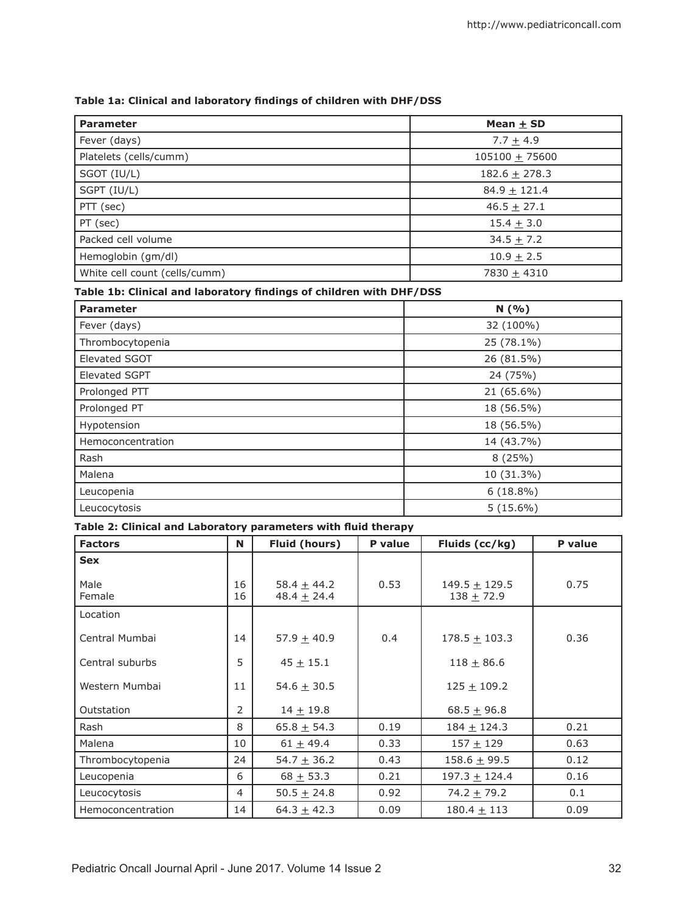**Table 1a: Clinical and laboratory findings of children with DHF/DSS**

| Parameter | Mean ± SD |
|---|---|
| Fever (days) | 7.7 ± 4.9 |
| Platelets (cells/cumm) | 105100 ± 75600 |
| SGOT (IU/L) | 182.6 ± 278.3 |
| SGPT (IU/L) | 84.9 ± 121.4 |
| PTT (sec) | 46.5 ± 27.1 |
| PT (sec) | 15.4 ± 3.0 |
| Packed cell volume | 34.5 ± 7.2 |
| Hemoglobin (gm/dl) | 10.9 ± 2.5 |
| White cell count (cells/cumm) | 7830 ± 4310 |

**Table 1b: Clinical and laboratory findings of children with DHF/DSS**

| Parameter | N (%) |
|---|---|
| Fever (days) | 32 (100%) |
| Thrombocytopenia | 25 (78.1%) |
| Elevated SGOT | 26 (81.5%) |
| Elevated SGPT | 24 (75%) |
| Prolonged PTT | 21 (65.6%) |
| Prolonged PT | 18 (56.5%) |
| Hypotension | 18 (56.5%) |
| Hemoconcentration | 14 (43.7%) |
| Rash | 8 (25%) |
| Malena | 10 (31.3%) |
| Leucopenia | 6 (18.8%) |
| Leucocytosis | 5 (15.6%) |

**Table 2: Clinical and Laboratory parameters with fluid therapy**

| Factors | N | Fluid (hours) | P value | Fluids (cc/kg) | P value |
|---|---|---|---|---|---|
| **Sex** | | | | | |
| Male | 16 | 58.4 ± 44.2 | 0.53 | 149.5 ± 129.5 | 0.75 |
| Female | 16 | 48.4 ± 24.4 | | 138 ± 72.9 | |
| Location | | | | | |
| Central Mumbai | 14 | 57.9 ± 40.9 | 0.4 | 178.5 ± 103.3 | 0.36 |
| Central suburbs | 5 | 45 ± 15.1 | | 118 ± 86.6 | |
| Western Mumbai | 11 | 54.6 ± 30.5 | | 125 ± 109.2 | |
| Outstation | 2 | 14 ± 19.8 | | 68.5 ± 96.8 | |
| Rash | 8 | 65.8 ± 54.3 | 0.19 | 184 ± 124.3 | 0.21 |
| Malena | 10 | 61 ± 49.4 | 0.33 | 157 ± 129 | 0.63 |
| Thrombocytopenia | 24 | 54.7 ± 36.2 | 0.43 | 158.6 ± 99.5 | 0.12 |
| Leucopenia | 6 | 68 ± 53.3 | 0.21 | 197.3 ± 124.4 | 0.16 |
| Leucocytosis | 4 | 50.5 ± 24.8 | 0.92 | 74.2 ± 79.2 | 0.1 |
| Hemoconcentration | 14 | 64.3 ± 42.3 | 0.09 | 180.4 ± 113 | 0.09 |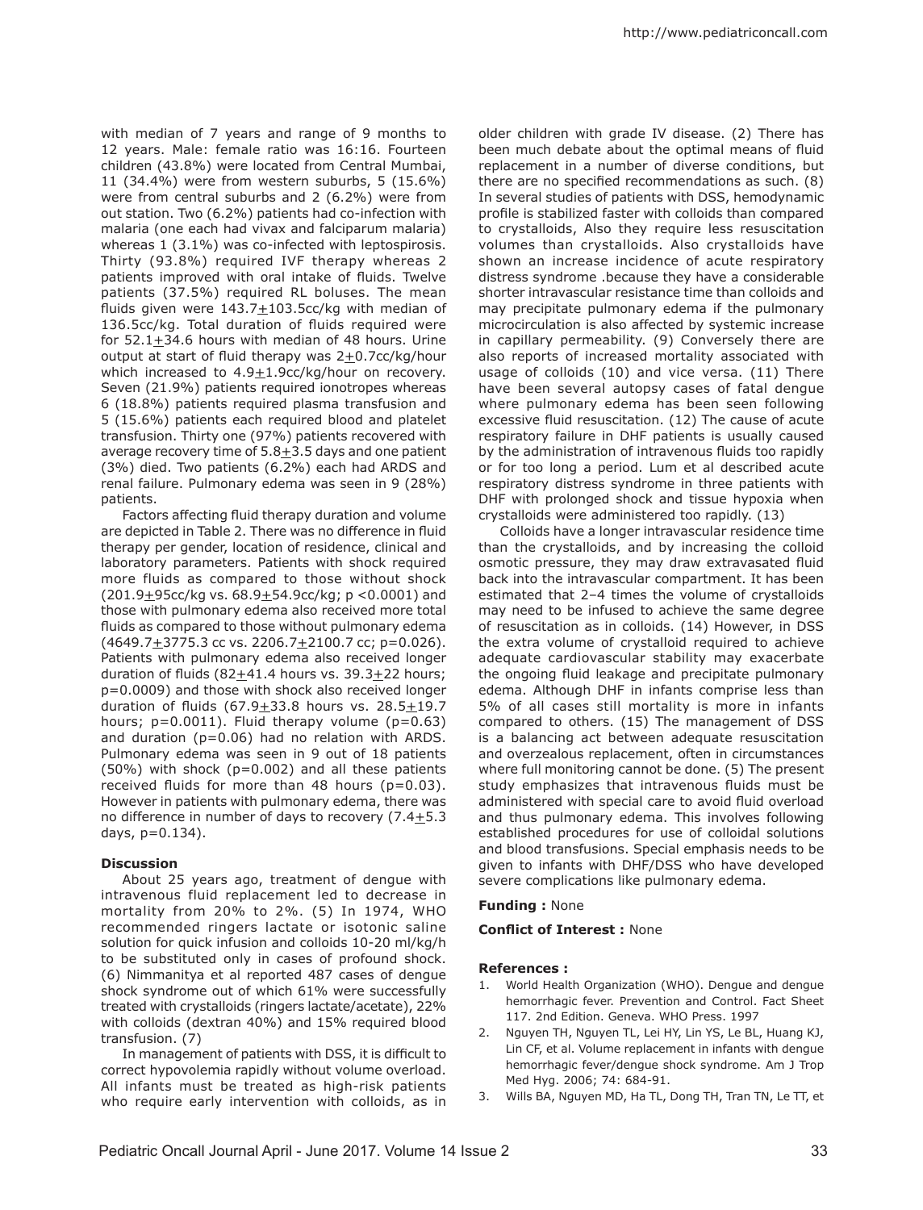with median of 7 years and range of 9 months to 12 years. Male: female ratio was 16:16. Fourteen children (43.8%) were located from Central Mumbai, 11 (34.4%) were from western suburbs, 5 (15.6%) were from central suburbs and 2 (6.2%) were from out station. Two (6.2%) patients had co-infection with malaria (one each had vivax and falciparum malaria) whereas 1 (3.1%) was co-infected with leptospirosis. Thirty (93.8%) required IVF therapy whereas 2 patients improved with oral intake of fluids. Twelve patients (37.5%) required RL boluses. The mean fluids given were 143.7±103.5cc/kg with median of 136.5cc/kg. Total duration of fluids required were for 52.1±34.6 hours with median of 48 hours. Urine output at start of fluid therapy was 2±0.7cc/kg/hour which increased to 4.9±1.9cc/kg/hour on recovery. Seven (21.9%) patients required ionotropes whereas 6 (18.8%) patients required plasma transfusion and 5 (15.6%) patients each required blood and platelet transfusion. Thirty one (97%) patients recovered with average recovery time of 5.8±3.5 days and one patient (3%) died. Two patients (6.2%) each had ARDS and renal failure. Pulmonary edema was seen in 9 (28%) patients.

Factors affecting fluid therapy duration and volume are depicted in Table 2. There was no difference in fluid therapy per gender, location of residence, clinical and laboratory parameters. Patients with shock required more fluids as compared to those without shock (201.9±95cc/kg vs. 68.9±54.9cc/kg; p <0.0001) and those with pulmonary edema also received more total fluids as compared to those without pulmonary edema (4649.7±3775.3 cc vs. 2206.7±2100.7 cc; p=0.026). Patients with pulmonary edema also received longer duration of fluids (82±41.4 hours vs. 39.3±22 hours; p=0.0009) and those with shock also received longer duration of fluids (67.9±33.8 hours vs. 28.5±19.7 hours; p=0.0011). Fluid therapy volume (p=0.63) and duration (p=0.06) had no relation with ARDS. Pulmonary edema was seen in 9 out of 18 patients (50%) with shock (p=0.002) and all these patients received fluids for more than 48 hours (p=0.03). However in patients with pulmonary edema, there was no difference in number of days to recovery (7.4±5.3 days, p=0.134).

## Discussion

About 25 years ago, treatment of dengue with intravenous fluid replacement led to decrease in mortality from 20% to 2%. (5) In 1974, WHO recommended ringers lactate or isotonic saline solution for quick infusion and colloids 10-20 ml/kg/h to be substituted only in cases of profound shock. (6) Nimmanitya et al reported 487 cases of dengue shock syndrome out of which 61% were successfully treated with crystalloids (ringers lactate/acetate), 22% with colloids (dextran 40%) and 15% required blood transfusion. (7)

In management of patients with DSS, it is difficult to correct hypovolemia rapidly without volume overload. All infants must be treated as high-risk patients who require early intervention with colloids, as in older children with grade IV disease. (2) There has been much debate about the optimal means of fluid replacement in a number of diverse conditions, but there are no specified recommendations as such. (8) In several studies of patients with DSS, hemodynamic profile is stabilized faster with colloids than compared to crystalloids, Also they require less resuscitation volumes than crystalloids. Also crystalloids have shown an increase incidence of acute respiratory distress syndrome .because they have a considerable shorter intravascular resistance time than colloids and may precipitate pulmonary edema if the pulmonary microcirculation is also affected by systemic increase in capillary permeability. (9) Conversely there are also reports of increased mortality associated with usage of colloids (10) and vice versa. (11) There have been several autopsy cases of fatal dengue where pulmonary edema has been seen following excessive fluid resuscitation. (12) The cause of acute respiratory failure in DHF patients is usually caused by the administration of intravenous fluids too rapidly or for too long a period. Lum et al described acute respiratory distress syndrome in three patients with DHF with prolonged shock and tissue hypoxia when crystalloids were administered too rapidly. (13)

Colloids have a longer intravascular residence time than the crystalloids, and by increasing the colloid osmotic pressure, they may draw extravasated fluid back into the intravascular compartment. It has been estimated that 2–4 times the volume of crystalloids may need to be infused to achieve the same degree of resuscitation as in colloids. (14) However, in DSS the extra volume of crystalloid required to achieve adequate cardiovascular stability may exacerbate the ongoing fluid leakage and precipitate pulmonary edema. Although DHF in infants comprise less than 5% of all cases still mortality is more in infants compared to others. (15) The management of DSS is a balancing act between adequate resuscitation and overzealous replacement, often in circumstances where full monitoring cannot be done. (5) The present study emphasizes that intravenous fluids must be administered with special care to avoid fluid overload and thus pulmonary edema. This involves following established procedures for use of colloidal solutions and blood transfusions. Special emphasis needs to be given to infants with DHF/DSS who have developed severe complications like pulmonary edema.

**Funding :** None

**Conflict of Interest :** None

**References :**

1. World Health Organization (WHO). Dengue and dengue hemorrhagic fever. Prevention and Control. Fact Sheet 117. 2nd Edition. Geneva. WHO Press. 1997
2. Nguyen TH, Nguyen TL, Lei HY, Lin YS, Le BL, Huang KJ, Lin CF, et al. Volume replacement in infants with dengue hemorrhagic fever/dengue shock syndrome. Am J Trop Med Hyg. 2006; 74: 684-91.
3. Wills BA, Nguyen MD, Ha TL, Dong TH, Tran TN, Le TT, et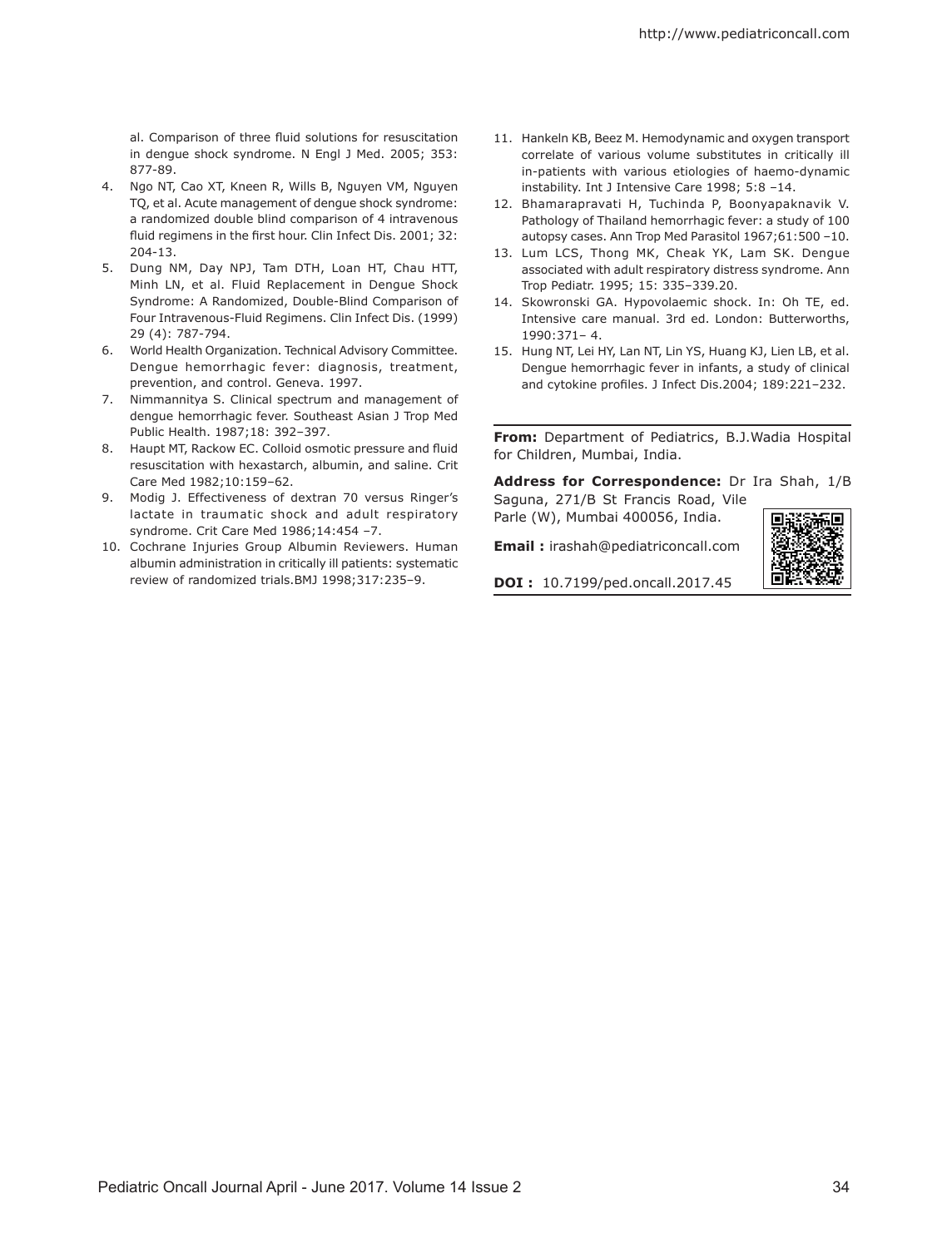al. Comparison of three fluid solutions for resuscitation in dengue shock syndrome. N Engl J Med. 2005; 353: 877-89.

4. Ngo NT, Cao XT, Kneen R, Wills B, Nguyen VM, Nguyen TQ, et al. Acute management of dengue shock syndrome: a randomized double blind comparison of 4 intravenous fluid regimens in the first hour. Clin Infect Dis. 2001; 32: 204-13.
5. Dung NM, Day NPJ, Tam DTH, Loan HT, Chau HTT, Minh LN, et al. Fluid Replacement in Dengue Shock Syndrome: A Randomized, Double-Blind Comparison of Four Intravenous-Fluid Regimens. Clin Infect Dis. (1999) 29 (4): 787-794.
6. World Health Organization. Technical Advisory Committee. Dengue hemorrhagic fever: diagnosis, treatment, prevention, and control. Geneva. 1997.
7. Nimmannitya S. Clinical spectrum and management of dengue hemorrhagic fever. Southeast Asian J Trop Med Public Health. 1987;18: 392–397.
8. Haupt MT, Rackow EC. Colloid osmotic pressure and fluid resuscitation with hexastarch, albumin, and saline. Crit Care Med 1982;10:159–62.
9. Modig J. Effectiveness of dextran 70 versus Ringer's lactate in traumatic shock and adult respiratory syndrome. Crit Care Med 1986;14:454 –7.
10. Cochrane Injuries Group Albumin Reviewers. Human albumin administration in critically ill patients: systematic review of randomized trials.BMJ 1998;317:235–9.
11. Hankeln KB, Beez M. Hemodynamic and oxygen transport correlate of various volume substitutes in critically ill in-patients with various etiologies of haemo-dynamic instability. Int J Intensive Care 1998; 5:8 –14.
12. Bhamarapravati H, Tuchinda P, Boonyapaknavik V. Pathology of Thailand hemorrhagic fever: a study of 100 autopsy cases. Ann Trop Med Parasitol 1967;61:500 –10.
13. Lum LCS, Thong MK, Cheak YK, Lam SK. Dengue associated with adult respiratory distress syndrome. Ann Trop Pediatr. 1995; 15: 335–339.20.
14. Skowronski GA. Hypovolaemic shock. In: Oh TE, ed. Intensive care manual. 3rd ed. London: Butterworths, 1990:371– 4.
15. Hung NT, Lei HY, Lan NT, Lin YS, Huang KJ, Lien LB, et al. Dengue hemorrhagic fever in infants, a study of clinical and cytokine profiles. J Infect Dis.2004; 189:221–232.

**From:** Department of Pediatrics, B.J.Wadia Hospital for Children, Mumbai, India.

**Address for Correspondence:** Dr Ira Shah, 1/B Saguna, 271/B St Francis Road, Vile Parle (W), Mumbai 400056, India.

**Email :** irashah@pediatriconcall.com

**DOI :** 10.7199/ped.oncall.2017.45